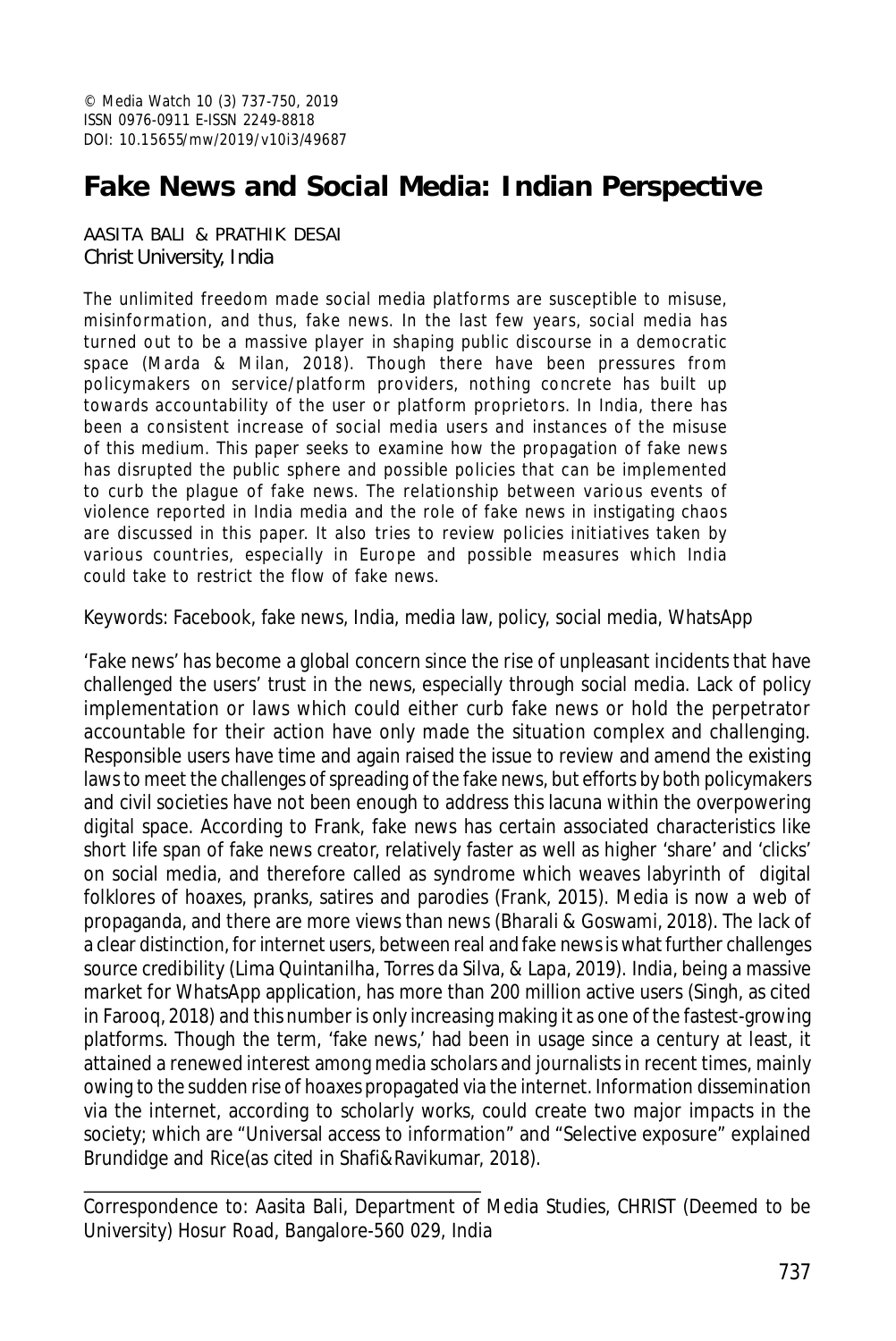© Media Watch 10 (3) 737-750, 2019
ISSN 0976-0911 E-ISSN 2249-8818
DOI: 10.15655/mw/2019/v10i3/49687

# Fake News and Social Media: Indian Perspective

AASITA BALI & PRATHIK DESAI
Christ University, India

The unlimited freedom made social media platforms are susceptible to misuse, misinformation, and thus, fake news. In the last few years, social media has turned out to be a massive player in shaping public discourse in a democratic space (Marda & Milan, 2018). Though there have been pressures from policymakers on service/platform providers, nothing concrete has built up towards accountability of the user or platform proprietors. In India, there has been a consistent increase of social media users and instances of the misuse of this medium. This paper seeks to examine how the propagation of fake news has disrupted the public sphere and possible policies that can be implemented to curb the plague of fake news. The relationship between various events of violence reported in India media and the role of fake news in instigating chaos are discussed in this paper. It also tries to review policies initiatives taken by various countries, especially in Europe and possible measures which India could take to restrict the flow of fake news.

Keywords: Facebook, fake news, India, media law, policy, social media, WhatsApp

'Fake news' has become a global concern since the rise of unpleasant incidents that have challenged the users' trust in the news, especially through social media. Lack of policy implementation or laws which could either curb fake news or hold the perpetrator accountable for their action have only made the situation complex and challenging. Responsible users have time and again raised the issue to review and amend the existing laws to meet the challenges of spreading of the fake news, but efforts by both policymakers and civil societies have not been enough to address this lacuna within the overpowering digital space. According to Frank, fake news has certain associated characteristics like short life span of fake news creator, relatively faster as well as higher 'share' and 'clicks' on social media, and therefore called as syndrome which weaves labyrinth of digital folklores of hoaxes, pranks, satires and parodies (Frank, 2015). Media is now a web of propaganda, and there are more views than news (Bharali & Goswami, 2018). The lack of a clear distinction, for internet users, between real and fake news is what further challenges source credibility (Lima Quintanilha, Torres da Silva, & Lapa, 2019). India, being a massive market for WhatsApp application, has more than 200 million active users (Singh, as cited in Farooq, 2018) and this number is only increasing making it as one of the fastest-growing platforms. Though the term, 'fake news,' had been in usage since a century at least, it attained a renewed interest among media scholars and journalists in recent times, mainly owing to the sudden rise of hoaxes propagated via the internet. Information dissemination via the internet, according to scholarly works, could create two major impacts in the society; which are "Universal access to information" and "Selective exposure" explained Brundidge and Rice(as cited in Shafi&Ravikumar, 2018).

---

Correspondence to: Aasita Bali, Department of Media Studies, CHRIST (Deemed to be University) Hosur Road, Bangalore-560 029, India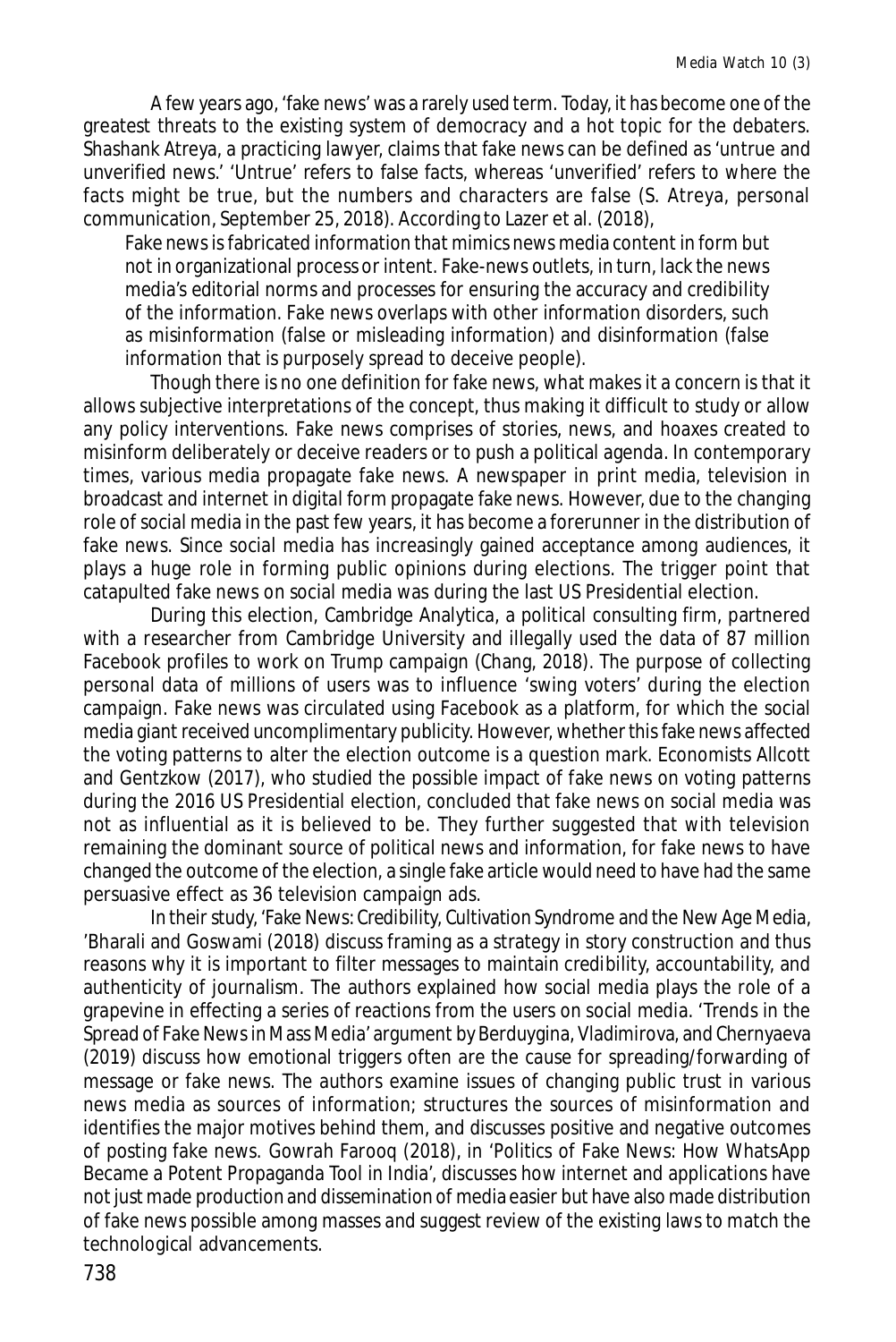A few years ago, 'fake news' was a rarely used term. Today, it has become one of the greatest threats to the existing system of democracy and a hot topic for the debaters. Shashank Atreya, a practicing lawyer, claims that fake news can be defined as 'untrue and unverified news.' 'Untrue' refers to false facts, whereas 'unverified' refers to where the facts might be true, but the numbers and characters are false (S. Atreya, personal communication, September 25, 2018). According to Lazer et al. (2018),

> Fake news is fabricated information that mimics news media content in form but not in organizational process or intent. Fake-news outlets, in turn, lack the news media's editorial norms and processes for ensuring the accuracy and credibility of the information. Fake news overlaps with other information disorders, such as misinformation (false or misleading information) and disinformation (false information that is purposely spread to deceive people).

Though there is no one definition for fake news, what makes it a concern is that it allows subjective interpretations of the concept, thus making it difficult to study or allow any policy interventions. Fake news comprises of stories, news, and hoaxes created to misinform deliberately or deceive readers or to push a political agenda. In contemporary times, various media propagate fake news. A newspaper in print media, television in broadcast and internet in digital form propagate fake news. However, due to the changing role of social media in the past few years, it has become a forerunner in the distribution of fake news. Since social media has increasingly gained acceptance among audiences, it plays a huge role in forming public opinions during elections. The trigger point that catapulted fake news on social media was during the last US Presidential election.

During this election, Cambridge Analytica, a political consulting firm, partnered with a researcher from Cambridge University and illegally used the data of 87 million Facebook profiles to work on Trump campaign (Chang, 2018). The purpose of collecting personal data of millions of users was to influence 'swing voters' during the election campaign. Fake news was circulated using Facebook as a platform, for which the social media giant received uncomplimentary publicity. However, whether this fake news affected the voting patterns to alter the election outcome is a question mark. Economists Allcott and Gentzkow (2017), who studied the possible impact of fake news on voting patterns during the 2016 US Presidential election, concluded that fake news on social media was not as influential as it is believed to be. They further suggested that with television remaining the dominant source of political news and information, for fake news to have changed the outcome of the election, a single fake article would need to have had the same persuasive effect as 36 television campaign ads.

In their study, 'Fake News: Credibility, Cultivation Syndrome and the New Age Media, 'Bharali and Goswami (2018) discuss framing as a strategy in story construction and thus reasons why it is important to filter messages to maintain credibility, accountability, and authenticity of journalism. The authors explained how social media plays the role of a grapevine in effecting a series of reactions from the users on social media. 'Trends in the Spread of Fake News in Mass Media' argument by Berduygina, Vladimirova, and Chernyaeva (2019) discuss how emotional triggers often are the cause for spreading/forwarding of message or fake news. The authors examine issues of changing public trust in various news media as sources of information; structures the sources of misinformation and identifies the major motives behind them, and discusses positive and negative outcomes of posting fake news. Gowrah Farooq (2018), in 'Politics of Fake News: How WhatsApp Became a Potent Propaganda Tool in India', discusses how internet and applications have not just made production and dissemination of media easier but have also made distribution of fake news possible among masses and suggest review of the existing laws to match the technological advancements.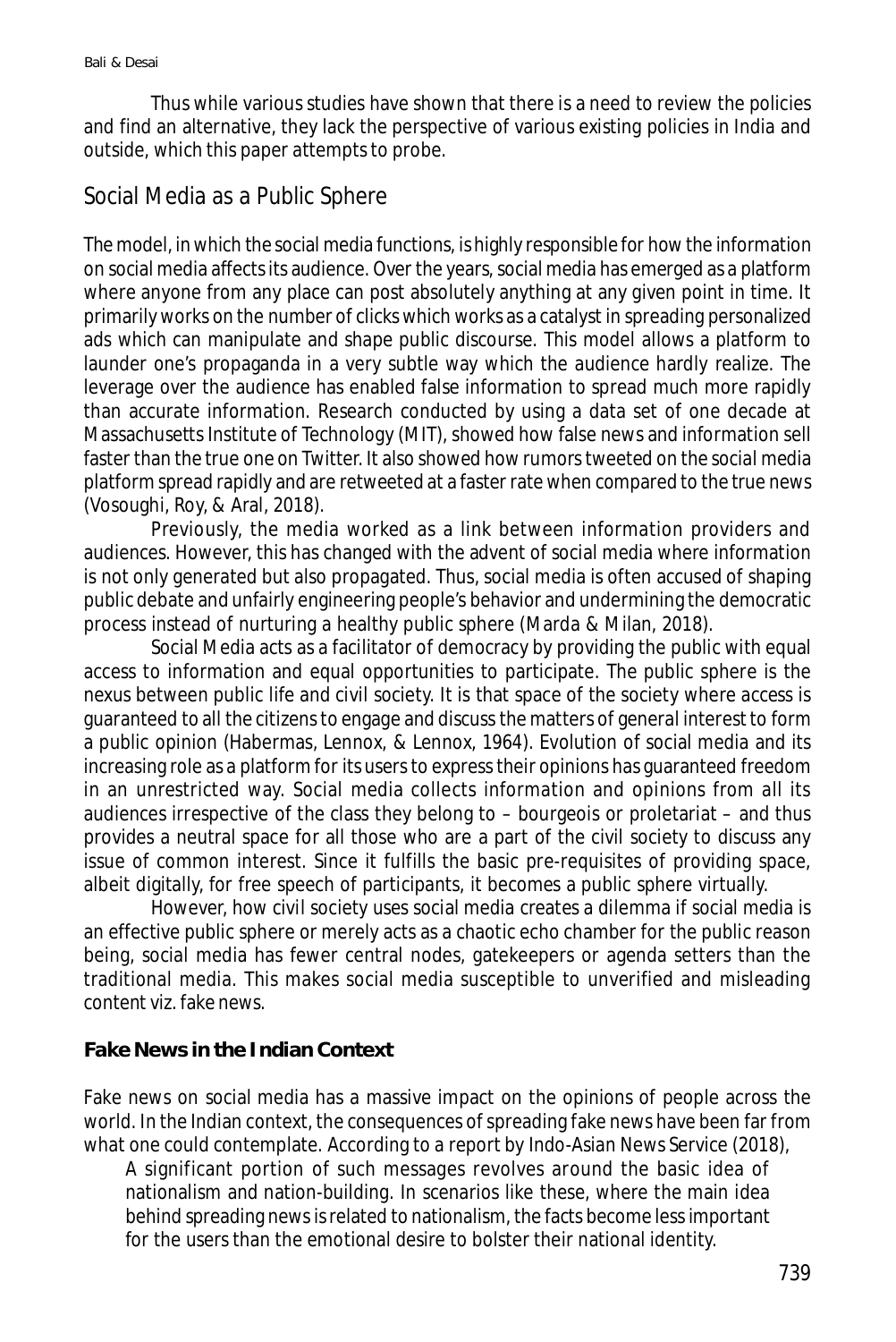Thus while various studies have shown that there is a need to review the policies and find an alternative, they lack the perspective of various existing policies in India and outside, which this paper attempts to probe.

## Social Media as a Public Sphere

The model, in which the social media functions, is highly responsible for how the information on social media affects its audience. Over the years, social media has emerged as a platform where anyone from any place can post absolutely anything at any given point in time. It primarily works on the number of clicks which works as a catalyst in spreading personalized ads which can manipulate and shape public discourse. This model allows a platform to launder one's propaganda in a very subtle way which the audience hardly realize. The leverage over the audience has enabled false information to spread much more rapidly than accurate information. Research conducted by using a data set of one decade at Massachusetts Institute of Technology (MIT), showed how false news and information sell faster than the true one on Twitter. It also showed how rumors tweeted on the social media platform spread rapidly and are retweeted at a faster rate when compared to the true news (Vosoughi, Roy, & Aral, 2018).

Previously, the media worked as a link between information providers and audiences. However, this has changed with the advent of social media where information is not only generated but also propagated. Thus, social media is often accused of shaping public debate and unfairly engineering people's behavior and undermining the democratic process instead of nurturing a healthy public sphere (Marda & Milan, 2018).

Social Media acts as a facilitator of democracy by providing the public with equal access to information and equal opportunities to participate. The public sphere is the nexus between public life and civil society. It is that space of the society where access is guaranteed to all the citizens to engage and discuss the matters of general interest to form a public opinion (Habermas, Lennox, & Lennox, 1964). Evolution of social media and its increasing role as a platform for its users to express their opinions has guaranteed freedom in an unrestricted way. Social media collects information and opinions from all its audiences irrespective of the class they belong to – bourgeois or proletariat – and thus provides a neutral space for all those who are a part of the civil society to discuss any issue of common interest. Since it fulfills the basic pre-requisites of providing space, albeit digitally, for free speech of participants, it becomes a public sphere virtually.

However, how civil society uses social media creates a dilemma if social media is an effective public sphere or merely acts as a chaotic echo chamber for the public reason being, social media has fewer central nodes, gatekeepers or agenda setters than the traditional media. This makes social media susceptible to unverified and misleading content viz. fake news.

### Fake News in the Indian Context

Fake news on social media has a massive impact on the opinions of people across the world. In the Indian context, the consequences of spreading fake news have been far from what one could contemplate. According to a report by Indo-Asian News Service (2018),

> A significant portion of such messages revolves around the basic idea of nationalism and nation-building. In scenarios like these, where the main idea behind spreading news is related to nationalism, the facts become less important for the users than the emotional desire to bolster their national identity.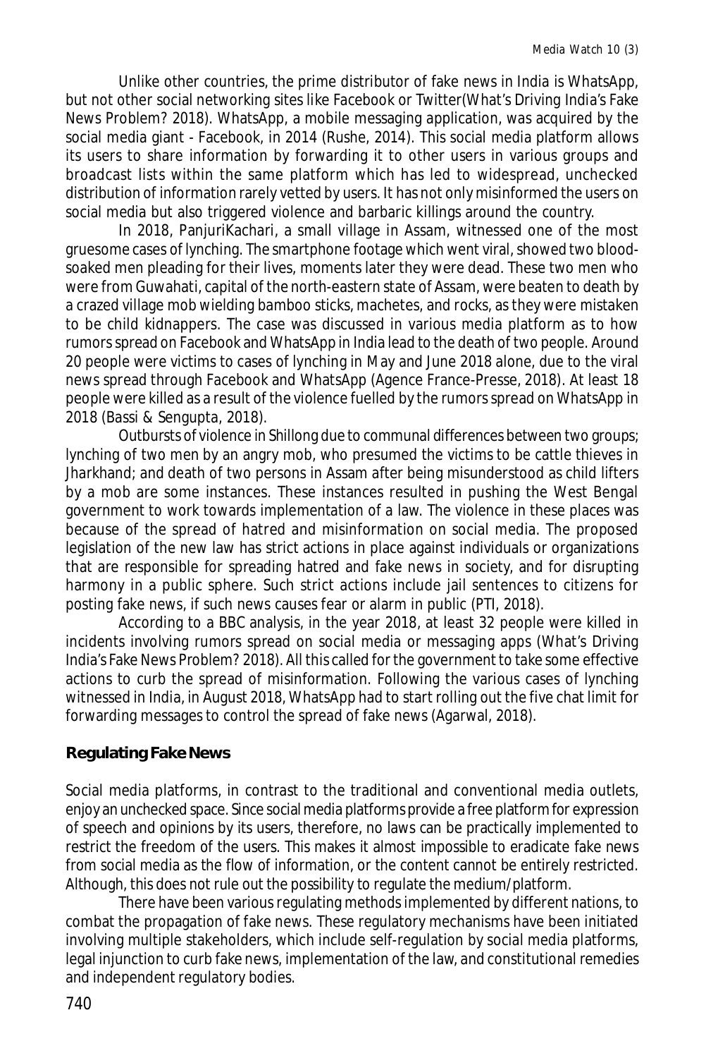Unlike other countries, the prime distributor of fake news in India is WhatsApp, but not other social networking sites like Facebook or Twitter(What's Driving India's Fake News Problem? 2018). WhatsApp, a mobile messaging application, was acquired by the social media giant - Facebook, in 2014 (Rushe, 2014). This social media platform allows its users to share information by forwarding it to other users in various groups and broadcast lists within the same platform which has led to widespread, unchecked distribution of information rarely vetted by users. It has not only misinformed the users on social media but also triggered violence and barbaric killings around the country.

In 2018, PanjuriKachari, a small village in Assam, witnessed one of the most gruesome cases of lynching. The smartphone footage which went viral, showed two blood-soaked men pleading for their lives, moments later they were dead. These two men who were from Guwahati, capital of the north-eastern state of Assam, were beaten to death by a crazed village mob wielding bamboo sticks, machetes, and rocks, as they were mistaken to be child kidnappers. The case was discussed in various media platform as to how rumors spread on Facebook and WhatsApp in India lead to the death of two people. Around 20 people were victims to cases of lynching in May and June 2018 alone, due to the viral news spread through Facebook and WhatsApp (Agence France-Presse, 2018). At least 18 people were killed as a result of the violence fuelled by the rumors spread on WhatsApp in 2018 (Bassi & Sengupta, 2018).

Outbursts of violence in Shillong due to communal differences between two groups; lynching of two men by an angry mob, who presumed the victims to be cattle thieves in Jharkhand; and death of two persons in Assam after being misunderstood as child lifters by a mob are some instances. These instances resulted in pushing the West Bengal government to work towards implementation of a law. The violence in these places was because of the spread of hatred and misinformation on social media. The proposed legislation of the new law has strict actions in place against individuals or organizations that are responsible for spreading hatred and fake news in society, and for disrupting harmony in a public sphere. Such strict actions include jail sentences to citizens for posting fake news, if such news causes fear or alarm in public (PTI, 2018).

According to a BBC analysis, in the year 2018, at least 32 people were killed in incidents involving rumors spread on social media or messaging apps (What's Driving India's Fake News Problem? 2018). All this called for the government to take some effective actions to curb the spread of misinformation. Following the various cases of lynching witnessed in India, in August 2018, WhatsApp had to start rolling out the five chat limit for forwarding messages to control the spread of fake news (Agarwal, 2018).

## Regulating Fake News

Social media platforms, in contrast to the traditional and conventional media outlets, enjoy an unchecked space. Since social media platforms provide a free platform for expression of speech and opinions by its users, therefore, no laws can be practically implemented to restrict the freedom of the users. This makes it almost impossible to eradicate fake news from social media as the flow of information, or the content cannot be entirely restricted. Although, this does not rule out the possibility to regulate the medium/platform.

There have been various regulating methods implemented by different nations, to combat the propagation of fake news. These regulatory mechanisms have been initiated involving multiple stakeholders, which include self-regulation by social media platforms, legal injunction to curb fake news, implementation of the law, and constitutional remedies and independent regulatory bodies.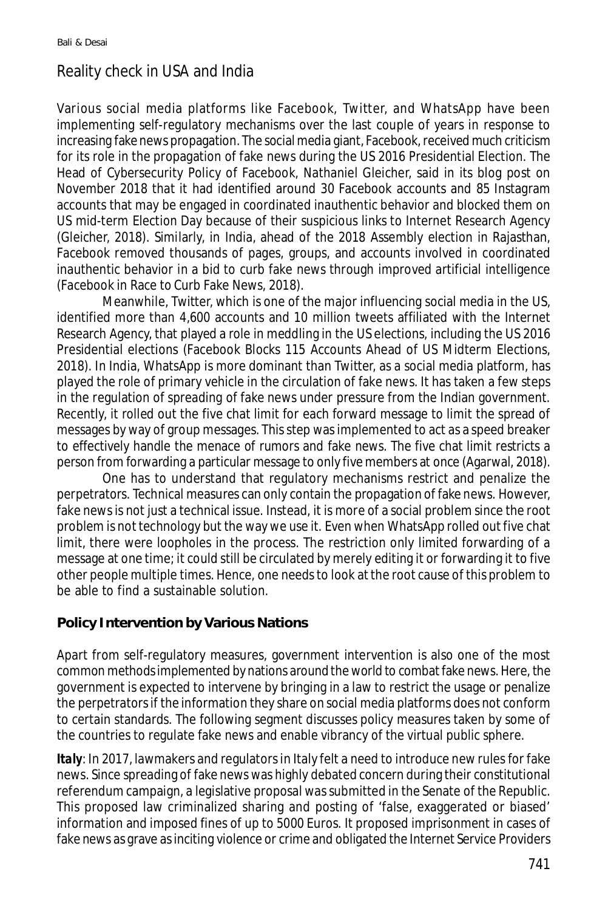## Reality check in USA and India

Various social media platforms like Facebook, Twitter, and WhatsApp have been implementing self-regulatory mechanisms over the last couple of years in response to increasing fake news propagation. The social media giant, Facebook, received much criticism for its role in the propagation of fake news during the US 2016 Presidential Election. The Head of Cybersecurity Policy of Facebook, Nathaniel Gleicher, said in its blog post on November 2018 that it had identified around 30 Facebook accounts and 85 Instagram accounts that may be engaged in coordinated inauthentic behavior and blocked them on US mid-term Election Day because of their suspicious links to Internet Research Agency (Gleicher, 2018). Similarly, in India, ahead of the 2018 Assembly election in Rajasthan, Facebook removed thousands of pages, groups, and accounts involved in coordinated inauthentic behavior in a bid to curb fake news through improved artificial intelligence (Facebook in Race to Curb Fake News, 2018).

Meanwhile, Twitter, which is one of the major influencing social media in the US, identified more than 4,600 accounts and 10 million tweets affiliated with the Internet Research Agency, that played a role in meddling in the US elections, including the US 2016 Presidential elections (Facebook Blocks 115 Accounts Ahead of US Midterm Elections, 2018). In India, WhatsApp is more dominant than Twitter, as a social media platform, has played the role of primary vehicle in the circulation of fake news. It has taken a few steps in the regulation of spreading of fake news under pressure from the Indian government. Recently, it rolled out the five chat limit for each forward message to limit the spread of messages by way of group messages. This step was implemented to act as a speed breaker to effectively handle the menace of rumors and fake news. The five chat limit restricts a person from forwarding a particular message to only five members at once (Agarwal, 2018).

One has to understand that regulatory mechanisms restrict and penalize the perpetrators. Technical measures can only contain the propagation of fake news. However, fake news is not just a technical issue. Instead, it is more of a social problem since the root problem is not technology but the way we use it. Even when WhatsApp rolled out five chat limit, there were loopholes in the process. The restriction only limited forwarding of a message at one time; it could still be circulated by merely editing it or forwarding it to five other people multiple times. Hence, one needs to look at the root cause of this problem to be able to find a sustainable solution.

### Policy Intervention by Various Nations

Apart from self-regulatory measures, government intervention is also one of the most common methods implemented by nations around the world to combat fake news. Here, the government is expected to intervene by bringing in a law to restrict the usage or penalize the perpetrators if the information they share on social media platforms does not conform to certain standards. The following segment discusses policy measures taken by some of the countries to regulate fake news and enable vibrancy of the virtual public sphere.

***Italy***: In 2017, lawmakers and regulators in Italy felt a need to introduce new rules for fake news. Since spreading of fake news was highly debated concern during their constitutional referendum campaign, a legislative proposal was submitted in the Senate of the Republic. This proposed law criminalized sharing and posting of 'false, exaggerated or biased' information and imposed fines of up to 5000 Euros. It proposed imprisonment in cases of fake news as grave as inciting violence or crime and obligated the Internet Service Providers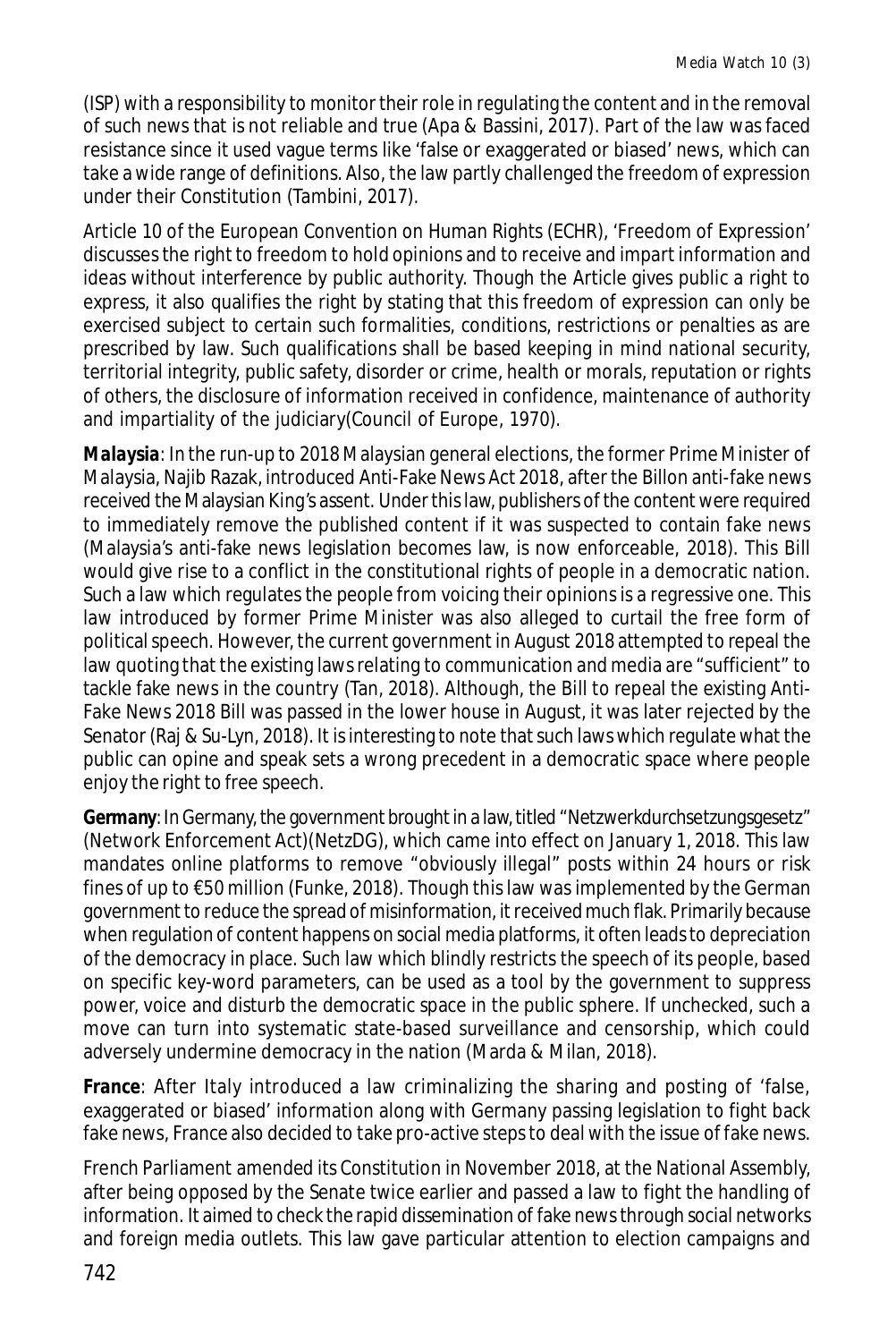(ISP) with a responsibility to monitor their role in regulating the content and in the removal of such news that is not reliable and true (Apa & Bassini, 2017). Part of the law was faced resistance since it used vague terms like 'false or exaggerated or biased' news, which can take a wide range of definitions. Also, the law partly challenged the freedom of expression under their Constitution (Tambini, 2017).

Article 10 of the European Convention on Human Rights (ECHR), 'Freedom of Expression' discusses the right to freedom to hold opinions and to receive and impart information and ideas without interference by public authority. Though the Article gives public a right to express, it also qualifies the right by stating that this freedom of expression can only be exercised subject to certain such formalities, conditions, restrictions or penalties as are prescribed by law. Such qualifications shall be based keeping in mind national security, territorial integrity, public safety, disorder or crime, health or morals, reputation or rights of others, the disclosure of information received in confidence, maintenance of authority and impartiality of the judiciary(Council of Europe, 1970).

***Malaysia***: In the run-up to 2018 Malaysian general elections, the former Prime Minister of Malaysia, Najib Razak, introduced Anti-Fake News Act 2018, after the Billon anti-fake news received the Malaysian King's assent. Under this law, publishers of the content were required to immediately remove the published content if it was suspected to contain fake news (Malaysia's anti-fake news legislation becomes law, is now enforceable, 2018). This Bill would give rise to a conflict in the constitutional rights of people in a democratic nation. Such a law which regulates the people from voicing their opinions is a regressive one. This law introduced by former Prime Minister was also alleged to curtail the free form of political speech. However, the current government in August 2018 attempted to repeal the law quoting that the existing laws relating to communication and media are "sufficient" to tackle fake news in the country (Tan, 2018). Although, the Bill to repeal the existing Anti-Fake News 2018 Bill was passed in the lower house in August, it was later rejected by the Senator (Raj & Su-Lyn, 2018). It is interesting to note that such laws which regulate what the public can opine and speak sets a wrong precedent in a democratic space where people enjoy the right to free speech.

***Germany***: In Germany, the government brought in a law, titled "Netzwerkdurchsetzungsgesetz" (Network Enforcement Act)(NetzDG), which came into effect on January 1, 2018. This law mandates online platforms to remove "obviously illegal" posts within 24 hours or risk fines of up to €50 million (Funke, 2018). Though this law was implemented by the German government to reduce the spread of misinformation, it received much flak. Primarily because when regulation of content happens on social media platforms, it often leads to depreciation of the democracy in place. Such law which blindly restricts the speech of its people, based on specific key-word parameters, can be used as a tool by the government to suppress power, voice and disturb the democratic space in the public sphere. If unchecked, such a move can turn into systematic state-based surveillance and censorship, which could adversely undermine democracy in the nation (Marda & Milan, 2018).

***France***: After Italy introduced a law criminalizing the sharing and posting of 'false, exaggerated or biased' information along with Germany passing legislation to fight back fake news, France also decided to take pro-active steps to deal with the issue of fake news.

French Parliament amended its Constitution in November 2018, at the National Assembly, after being opposed by the Senate twice earlier and passed a law to fight the handling of information. It aimed to check the rapid dissemination of fake news through social networks and foreign media outlets. This law gave particular attention to election campaigns and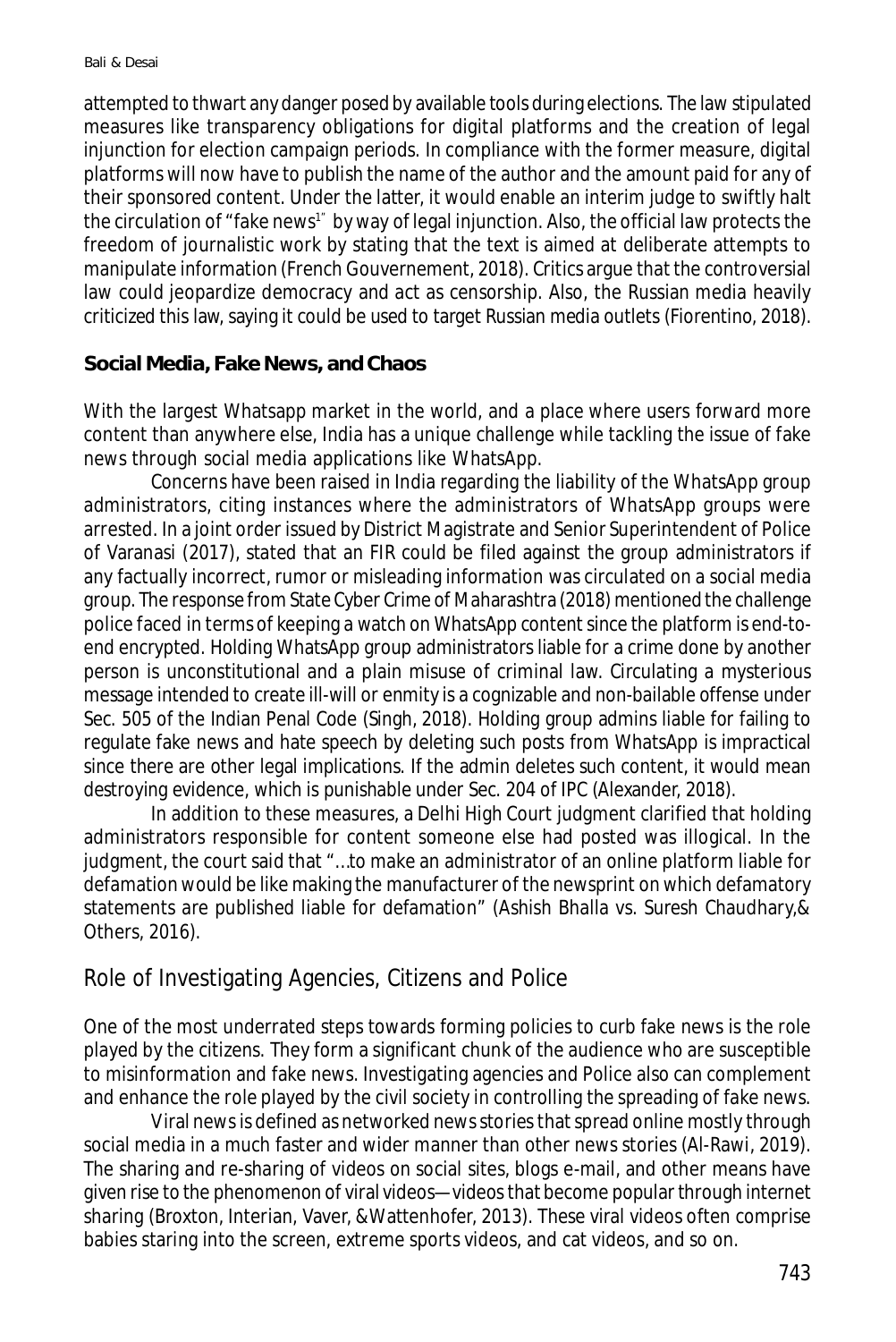attempted to thwart any danger posed by available tools during elections. The law stipulated measures like transparency obligations for digital platforms and the creation of legal injunction for election campaign periods. In compliance with the former measure, digital platforms will now have to publish the name of the author and the amount paid for any of their sponsored content. Under the latter, it would enable an interim judge to swiftly halt the circulation of "fake news[1]" by way of legal injunction. Also, the official law protects the freedom of journalistic work by stating that the text is aimed at deliberate attempts to manipulate information (French Gouvernement, 2018). Critics argue that the controversial law could jeopardize democracy and act as censorship. Also, the Russian media heavily criticized this law, saying it could be used to target Russian media outlets (Fiorentino, 2018).

### Social Media, Fake News, and Chaos

With the largest Whatsapp market in the world, and a place where users forward more content than anywhere else, India has a unique challenge while tackling the issue of fake news through social media applications like WhatsApp.

Concerns have been raised in India regarding the liability of the WhatsApp group administrators, citing instances where the administrators of WhatsApp groups were arrested. In a joint order issued by District Magistrate and Senior Superintendent of Police of Varanasi (2017), stated that an FIR could be filed against the group administrators if any factually incorrect, rumor or misleading information was circulated on a social media group. The response from State Cyber Crime of Maharashtra (2018) mentioned the challenge police faced in terms of keeping a watch on WhatsApp content since the platform is end-to-end encrypted. Holding WhatsApp group administrators liable for a crime done by another person is unconstitutional and a plain misuse of criminal law. Circulating a mysterious message intended to create ill-will or enmity is a cognizable and non-bailable offense under Sec. 505 of the Indian Penal Code (Singh, 2018). Holding group admins liable for failing to regulate fake news and hate speech by deleting such posts from WhatsApp is impractical since there are other legal implications. If the admin deletes such content, it would mean destroying evidence, which is punishable under Sec. 204 of IPC (Alexander, 2018).

In addition to these measures, a Delhi High Court judgment clarified that holding administrators responsible for content someone else had posted was illogical. In the judgment, the court said that "…to make an administrator of an online platform liable for defamation would be like making the manufacturer of the newsprint on which defamatory statements are published liable for defamation" (Ashish Bhalla vs. Suresh Chaudhary,& Others, 2016).

## Role of Investigating Agencies, Citizens and Police

One of the most underrated steps towards forming policies to curb fake news is the role played by the citizens. They form a significant chunk of the audience who are susceptible to misinformation and fake news. Investigating agencies and Police also can complement and enhance the role played by the civil society in controlling the spreading of fake news.

Viral news is defined as networked news stories that spread online mostly through social media in a much faster and wider manner than other news stories (Al-Rawi, 2019). The sharing and re-sharing of videos on social sites, blogs e-mail, and other means have given rise to the phenomenon of viral videos—videos that become popular through internet sharing (Broxton, Interian, Vaver, &Wattenhofer, 2013). These viral videos often comprise babies staring into the screen, extreme sports videos, and cat videos, and so on.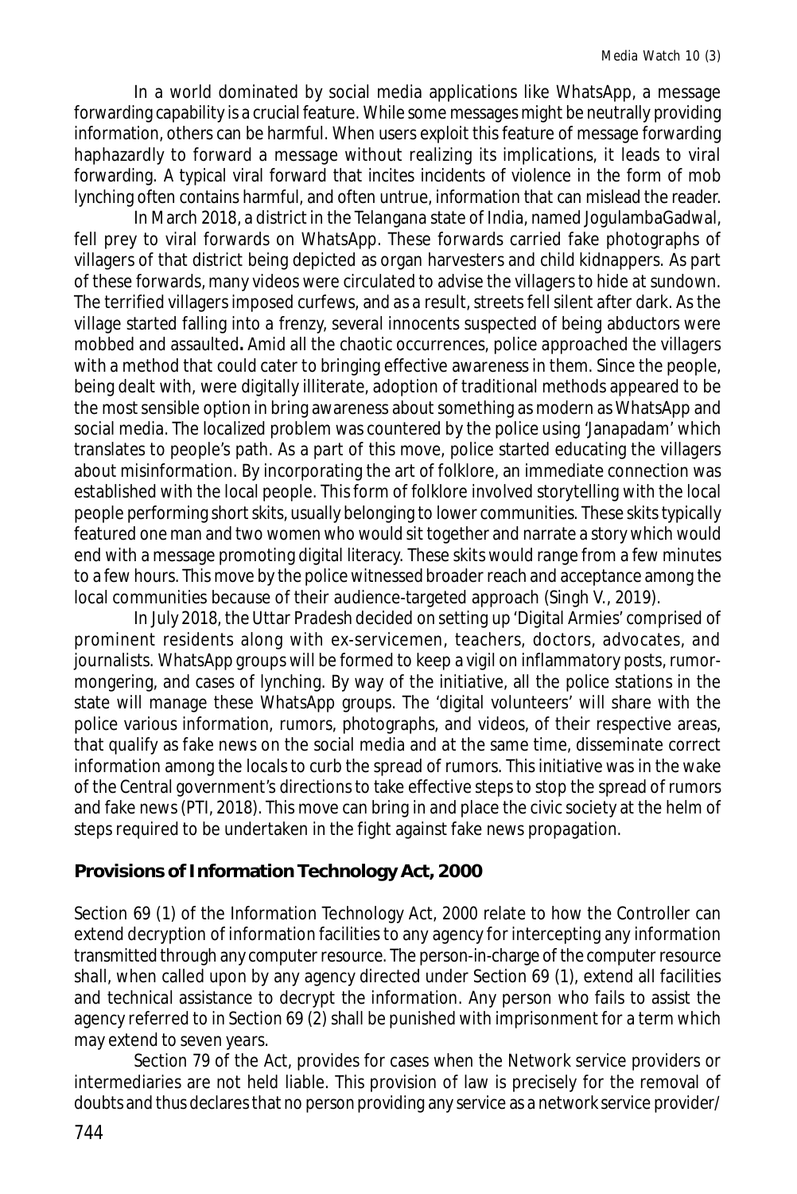In a world dominated by social media applications like WhatsApp, a message forwarding capability is a crucial feature. While some messages might be neutrally providing information, others can be harmful. When users exploit this feature of message forwarding haphazardly to forward a message without realizing its implications, it leads to viral forwarding. A typical viral forward that incites incidents of violence in the form of mob lynching often contains harmful, and often untrue, information that can mislead the reader.

In March 2018, a district in the Telangana state of India, named JogulambaGadwal, fell prey to viral forwards on WhatsApp. These forwards carried fake photographs of villagers of that district being depicted as organ harvesters and child kidnappers. As part of these forwards, many videos were circulated to advise the villagers to hide at sundown. The terrified villagers imposed curfews, and as a result, streets fell silent after dark. As the village started falling into a frenzy, several innocents suspected of being abductors were mobbed and assaulted**.** Amid all the chaotic occurrences, police approached the villagers with a method that could cater to bringing effective awareness in them. Since the people, being dealt with, were digitally illiterate, adoption of traditional methods appeared to be the most sensible option in bring awareness about something as modern as WhatsApp and social media. The localized problem was countered by the police using 'Janapadam' which translates to people's path. As a part of this move, police started educating the villagers about misinformation. By incorporating the art of folklore, an immediate connection was established with the local people. This form of folklore involved storytelling with the local people performing short skits, usually belonging to lower communities. These skits typically featured one man and two women who would sit together and narrate a story which would end with a message promoting digital literacy. These skits would range from a few minutes to a few hours. This move by the police witnessed broader reach and acceptance among the local communities because of their audience-targeted approach (Singh V., 2019).

In July 2018, the Uttar Pradesh decided on setting up 'Digital Armies' comprised of prominent residents along with ex-servicemen, teachers, doctors, advocates, and journalists. WhatsApp groups will be formed to keep a vigil on inflammatory posts, rumor-mongering, and cases of lynching. By way of the initiative, all the police stations in the state will manage these WhatsApp groups. The 'digital volunteers' will share with the police various information, rumors, photographs, and videos, of their respective areas, that qualify as fake news on the social media and at the same time, disseminate correct information among the locals to curb the spread of rumors. This initiative was in the wake of the Central government's directions to take effective steps to stop the spread of rumors and fake news (PTI, 2018). This move can bring in and place the civic society at the helm of steps required to be undertaken in the fight against fake news propagation.

## Provisions of Information Technology Act, 2000

Section 69 (1) of the Information Technology Act, 2000 relate to how the Controller can extend decryption of information facilities to any agency for intercepting any information transmitted through any computer resource. The person-in-charge of the computer resource shall, when called upon by any agency directed under Section 69 (1), extend all facilities and technical assistance to decrypt the information. Any person who fails to assist the agency referred to in Section 69 (2) shall be punished with imprisonment for a term which may extend to seven years.

Section 79 of the Act, provides for cases when the Network service providers or intermediaries are not held liable. This provision of law is precisely for the removal of doubts and thus declares that no person providing any service as a network service provider/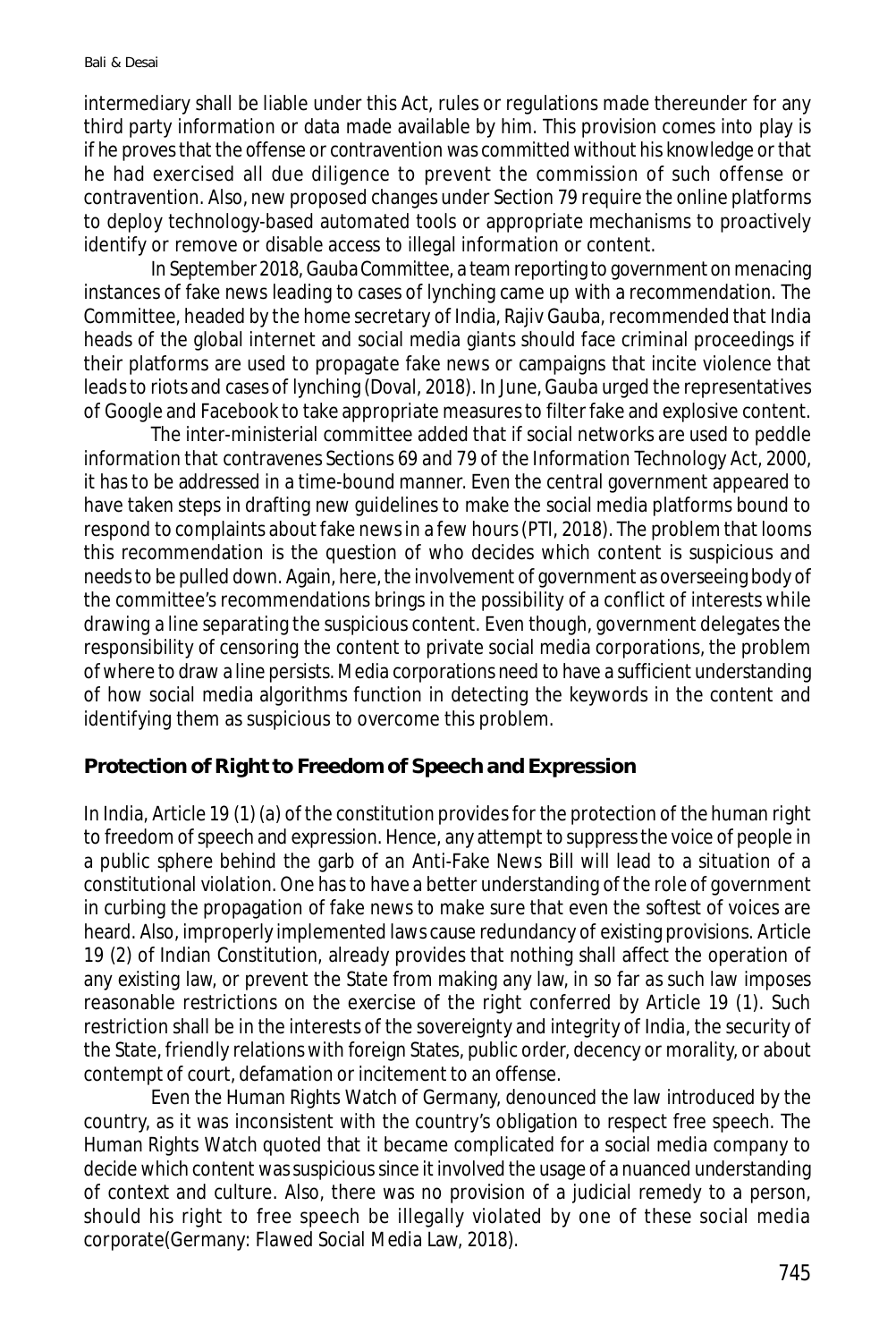intermediary shall be liable under this Act, rules or regulations made thereunder for any third party information or data made available by him. This provision comes into play is if he proves that the offense or contravention was committed without his knowledge or that he had exercised all due diligence to prevent the commission of such offense or contravention. Also, new proposed changes under Section 79 require the online platforms to deploy technology-based automated tools or appropriate mechanisms to proactively identify or remove or disable access to illegal information or content.

In September 2018, Gauba Committee, a team reporting to government on menacing instances of fake news leading to cases of lynching came up with a recommendation. The Committee, headed by the home secretary of India, Rajiv Gauba, recommended that India heads of the global internet and social media giants should face criminal proceedings if their platforms are used to propagate fake news or campaigns that incite violence that leads to riots and cases of lynching (Doval, 2018). In June, Gauba urged the representatives of Google and Facebook to take appropriate measures to filter fake and explosive content.

The inter-ministerial committee added that if social networks are used to peddle information that contravenes Sections 69 and 79 of the Information Technology Act, 2000, it has to be addressed in a time-bound manner. Even the central government appeared to have taken steps in drafting new guidelines to make the social media platforms bound to respond to complaints about fake news in a few hours (PTI, 2018). The problem that looms this recommendation is the question of who decides which content is suspicious and needs to be pulled down. Again, here, the involvement of government as overseeing body of the committee's recommendations brings in the possibility of a conflict of interests while drawing a line separating the suspicious content. Even though, government delegates the responsibility of censoring the content to private social media corporations, the problem of where to draw a line persists. Media corporations need to have a sufficient understanding of how social media algorithms function in detecting the keywords in the content and identifying them as suspicious to overcome this problem.

## Protection of Right to Freedom of Speech and Expression

In India, Article 19 (1) (a) of the constitution provides for the protection of the human right to freedom of speech and expression. Hence, any attempt to suppress the voice of people in a public sphere behind the garb of an Anti-Fake News Bill will lead to a situation of a constitutional violation. One has to have a better understanding of the role of government in curbing the propagation of fake news to make sure that even the softest of voices are heard. Also, improperly implemented laws cause redundancy of existing provisions. Article 19 (2) of Indian Constitution, already provides that nothing shall affect the operation of any existing law, or prevent the State from making any law, in so far as such law imposes reasonable restrictions on the exercise of the right conferred by Article 19 (1). Such restriction shall be in the interests of the sovereignty and integrity of India, the security of the State, friendly relations with foreign States, public order, decency or morality, or about contempt of court, defamation or incitement to an offense.

Even the Human Rights Watch of Germany, denounced the law introduced by the country, as it was inconsistent with the country's obligation to respect free speech. The Human Rights Watch quoted that it became complicated for a social media company to decide which content was suspicious since it involved the usage of a nuanced understanding of context and culture. Also, there was no provision of a judicial remedy to a person, should his right to free speech be illegally violated by one of these social media corporate(Germany: Flawed Social Media Law, 2018).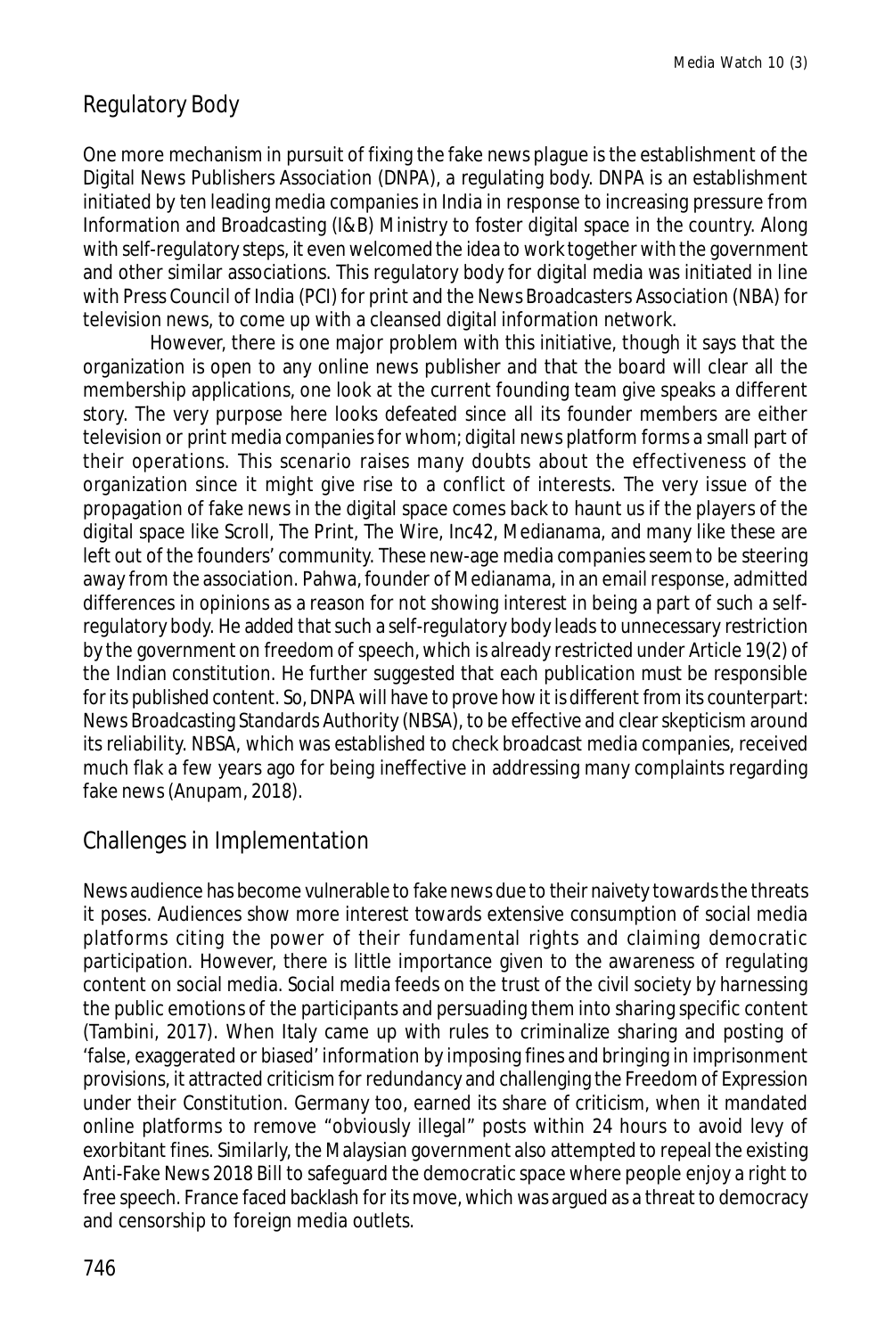## Regulatory Body

One more mechanism in pursuit of fixing the fake news plague is the establishment of the Digital News Publishers Association (DNPA), a regulating body. DNPA is an establishment initiated by ten leading media companies in India in response to increasing pressure from Information and Broadcasting (I&B) Ministry to foster digital space in the country. Along with self-regulatory steps, it even welcomed the idea to work together with the government and other similar associations. This regulatory body for digital media was initiated in line with Press Council of India (PCI) for print and the News Broadcasters Association (NBA) for television news, to come up with a cleansed digital information network.

However, there is one major problem with this initiative, though it says that the organization is open to any online news publisher and that the board will clear all the membership applications, one look at the current founding team give speaks a different story. The very purpose here looks defeated since all its founder members are either television or print media companies for whom; digital news platform forms a small part of their operations. This scenario raises many doubts about the effectiveness of the organization since it might give rise to a conflict of interests. The very issue of the propagation of fake news in the digital space comes back to haunt us if the players of the digital space like Scroll, The Print, The Wire, Inc42, Medianama, and many like these are left out of the founders' community. These new-age media companies seem to be steering away from the association. Pahwa, founder of Medianama, in an email response, admitted differences in opinions as a reason for not showing interest in being a part of such a self-regulatory body. He added that such a self-regulatory body leads to unnecessary restriction by the government on freedom of speech, which is already restricted under Article 19(2) of the Indian constitution. He further suggested that each publication must be responsible for its published content. So, DNPA will have to prove how it is different from its counterpart: News Broadcasting Standards Authority (NBSA), to be effective and clear skepticism around its reliability. NBSA, which was established to check broadcast media companies, received much flak a few years ago for being ineffective in addressing many complaints regarding fake news (Anupam, 2018).

## Challenges in Implementation

News audience has become vulnerable to fake news due to their naivety towards the threats it poses. Audiences show more interest towards extensive consumption of social media platforms citing the power of their fundamental rights and claiming democratic participation. However, there is little importance given to the awareness of regulating content on social media. Social media feeds on the trust of the civil society by harnessing the public emotions of the participants and persuading them into sharing specific content (Tambini, 2017). When Italy came up with rules to criminalize sharing and posting of 'false, exaggerated or biased' information by imposing fines and bringing in imprisonment provisions, it attracted criticism for redundancy and challenging the Freedom of Expression under their Constitution. Germany too, earned its share of criticism, when it mandated online platforms to remove "obviously illegal" posts within 24 hours to avoid levy of exorbitant fines. Similarly, the Malaysian government also attempted to repeal the existing Anti-Fake News 2018 Bill to safeguard the democratic space where people enjoy a right to free speech. France faced backlash for its move, which was argued as a threat to democracy and censorship to foreign media outlets.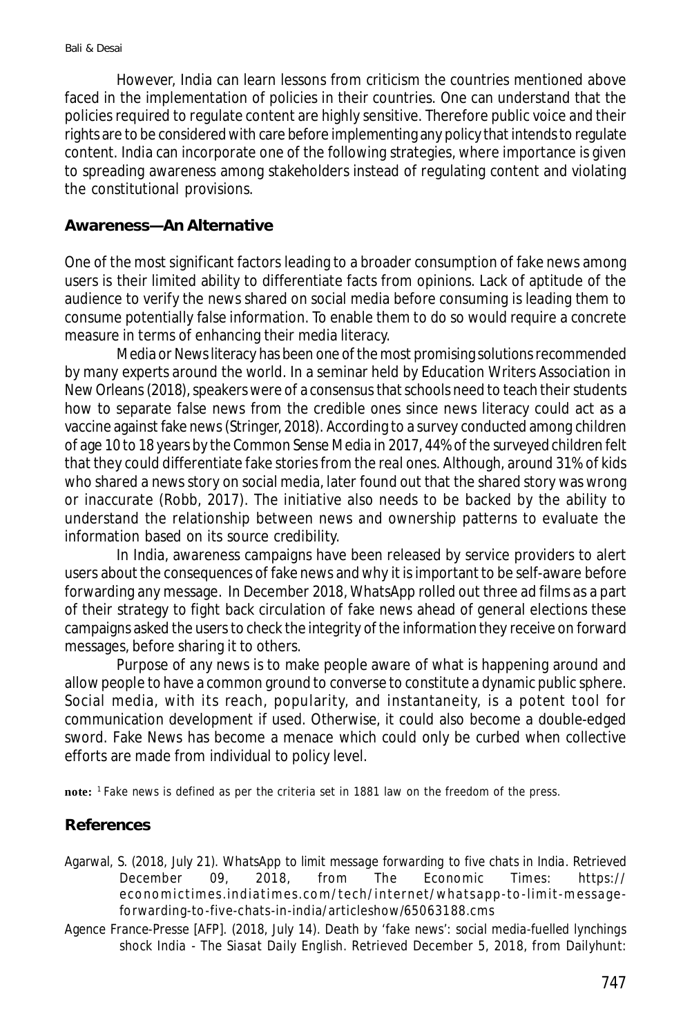However, India can learn lessons from criticism the countries mentioned above faced in the implementation of policies in their countries. One can understand that the policies required to regulate content are highly sensitive. Therefore public voice and their rights are to be considered with care before implementing any policy that intends to regulate content. India can incorporate one of the following strategies, where importance is given to spreading awareness among stakeholders instead of regulating content and violating the constitutional provisions.

## Awareness—An Alternative

One of the most significant factors leading to a broader consumption of fake news among users is their limited ability to differentiate facts from opinions. Lack of aptitude of the audience to verify the news shared on social media before consuming is leading them to consume potentially false information. To enable them to do so would require a concrete measure in terms of enhancing their media literacy.

Media or News literacy has been one of the most promising solutions recommended by many experts around the world. In a seminar held by Education Writers Association in New Orleans (2018), speakers were of a consensus that schools need to teach their students how to separate false news from the credible ones since news literacy could act as a vaccine against fake news (Stringer, 2018). According to a survey conducted among children of age 10 to 18 years by the Common Sense Media in 2017, 44% of the surveyed children felt that they could differentiate fake stories from the real ones. Although, around 31% of kids who shared a news story on social media, later found out that the shared story was wrong or inaccurate (Robb, 2017). The initiative also needs to be backed by the ability to understand the relationship between news and ownership patterns to evaluate the information based on its source credibility.

In India, awareness campaigns have been released by service providers to alert users about the consequences of fake news and why it is important to be self-aware before forwarding any message. In December 2018, WhatsApp rolled out three ad films as a part of their strategy to fight back circulation of fake news ahead of general elections these campaigns asked the users to check the integrity of the information they receive on forward messages, before sharing it to others.

Purpose of any news is to make people aware of what is happening around and allow people to have a common ground to converse to constitute a dynamic public sphere. Social media, with its reach, popularity, and instantaneity, is a potent tool for communication development if used. Otherwise, it could also become a double-edged sword. Fake News has become a menace which could only be curbed when collective efforts are made from individual to policy level.

**note:** [1] Fake news is defined as per the criteria set in 1881 law on the freedom of the press.

## References

Agarwal, S. (2018, July 21). *WhatsApp to limit message forwarding to five chats in India*. Retrieved December 09, 2018, from The Economic Times: https://economictimes.indiatimes.com/tech/internet/whatsapp-to-limit-message-forwarding-to-five-chats-in-india/articleshow/65063188.cms

Agence France-Presse [AFP]. (2018, July 14). *Death by 'fake news': social media-fuelled lynchings shock India - The Siasat Daily English*. Retrieved December 5, 2018, from Dailyhunt: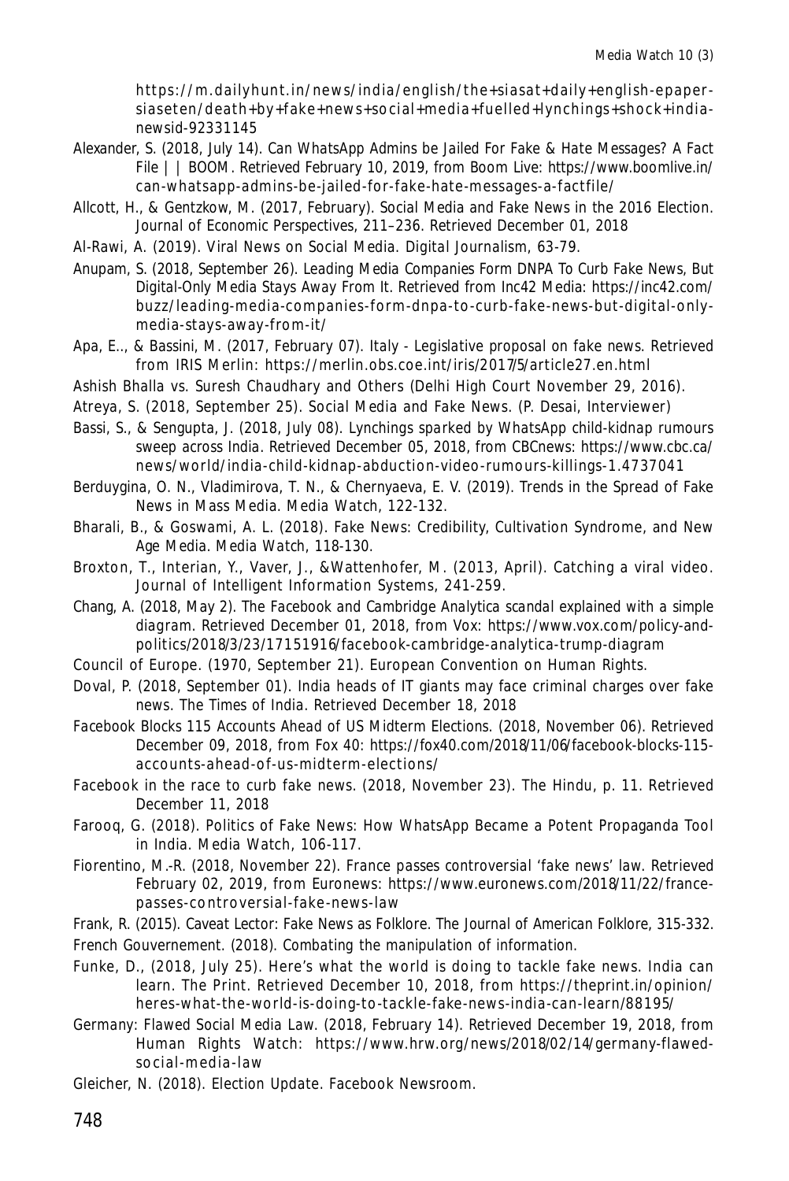https://m.dailyhunt.in/news/india/english/the+siasat+daily+english-epaper-siaseten/death+by+fake+news+social+media+fuelled+lynchings+shock+india-newsid-92331145

Alexander, S. (2018, July 14). Can WhatsApp Admins be Jailed For Fake & Hate Messages? A Fact File | | BOOM. Retrieved February 10, 2019, from Boom Live: https://www.boomlive.in/can-whatsapp-admins-be-jailed-for-fake-hate-messages-a-factfile/

Allcott, H., & Gentzkow, M. (2017, February). Social Media and Fake News in the 2016 Election. Journal of Economic Perspectives, 211–236. Retrieved December 01, 2018

Al-Rawi, A. (2019). Viral News on Social Media. Digital Journalism, 63-79.

Anupam, S. (2018, September 26). Leading Media Companies Form DNPA To Curb Fake News, But Digital-Only Media Stays Away From It. Retrieved from Inc42 Media: https://inc42.com/buzz/leading-media-companies-form-dnpa-to-curb-fake-news-but-digital-only-media-stays-away-from-it/

Apa, E.., & Bassini, M. (2017, February 07). Italy - Legislative proposal on fake news. Retrieved from IRIS Merlin: https://merlin.obs.coe.int/iris/2017/5/article27.en.html

Ashish Bhalla vs. Suresh Chaudhary and Others (Delhi High Court November 29, 2016).

Atreya, S. (2018, September 25). Social Media and Fake News. (P. Desai, Interviewer)

Bassi, S., & Sengupta, J. (2018, July 08). Lynchings sparked by WhatsApp child-kidnap rumours sweep across India. Retrieved December 05, 2018, from CBCnews: https://www.cbc.ca/news/world/india-child-kidnap-abduction-video-rumours-killings-1.4737041

Berduygina, O. N., Vladimirova, T. N., & Chernyaeva, E. V. (2019). Trends in the Spread of Fake News in Mass Media. Media Watch, 122-132.

Bharali, B., & Goswami, A. L. (2018). Fake News: Credibility, Cultivation Syndrome, and New Age Media. Media Watch, 118-130.

Broxton, T., Interian, Y., Vaver, J., &Wattenhofer, M. (2013, April). Catching a viral video. Journal of Intelligent Information Systems, 241-259.

Chang, A. (2018, May 2). The Facebook and Cambridge Analytica scandal explained with a simple diagram. Retrieved December 01, 2018, from Vox: https://www.vox.com/policy-and-politics/2018/3/23/17151916/facebook-cambridge-analytica-trump-diagram

Council of Europe. (1970, September 21). European Convention on Human Rights.

Doval, P. (2018, September 01). India heads of IT giants may face criminal charges over fake news. The Times of India. Retrieved December 18, 2018

Facebook Blocks 115 Accounts Ahead of US Midterm Elections. (2018, November 06). Retrieved December 09, 2018, from Fox 40: https://fox40.com/2018/11/06/facebook-blocks-115-accounts-ahead-of-us-midterm-elections/

Facebook in the race to curb fake news. (2018, November 23). The Hindu, p. 11. Retrieved December 11, 2018

Farooq, G. (2018). Politics of Fake News: How WhatsApp Became a Potent Propaganda Tool in India. Media Watch, 106-117.

Fiorentino, M.-R. (2018, November 22). France passes controversial 'fake news' law. Retrieved February 02, 2019, from Euronews: https://www.euronews.com/2018/11/22/france-passes-controversial-fake-news-law

Frank, R. (2015). Caveat Lector: Fake News as Folklore. The Journal of American Folklore, 315-332.

French Gouvernement. (2018). Combating the manipulation of information.

Funke, D., (2018, July 25). Here's what the world is doing to tackle fake news. India can learn. The Print. Retrieved December 10, 2018, from https://theprint.in/opinion/heres-what-the-world-is-doing-to-tackle-fake-news-india-can-learn/88195/

Germany: Flawed Social Media Law. (2018, February 14). Retrieved December 19, 2018, from Human Rights Watch: https://www.hrw.org/news/2018/02/14/germany-flawed-social-media-law

Gleicher, N. (2018). Election Update. Facebook Newsroom.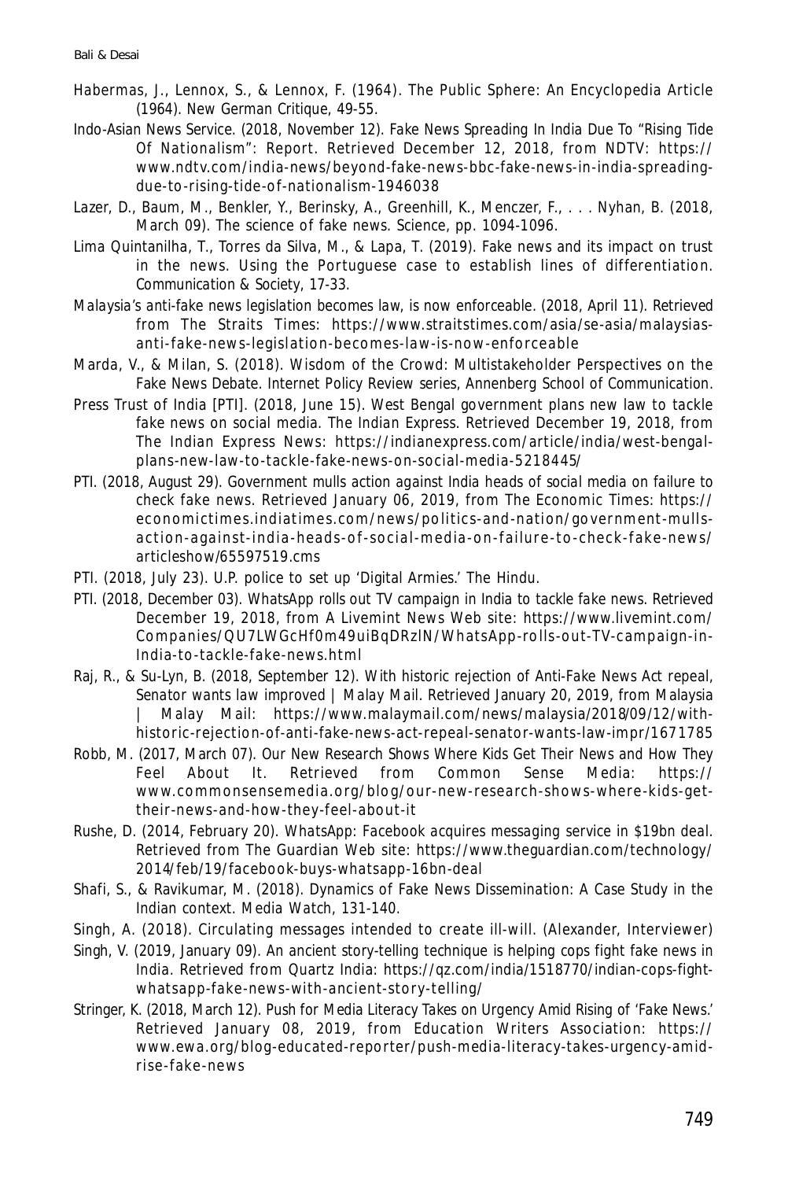Habermas, J., Lennox, S., & Lennox, F. (1964). The Public Sphere: An Encyclopedia Article (1964). New German Critique, 49-55.

Indo-Asian News Service. (2018, November 12). Fake News Spreading In India Due To "Rising Tide Of Nationalism": Report. Retrieved December 12, 2018, from NDTV: https://www.ndtv.com/india-news/beyond-fake-news-bbc-fake-news-in-india-spreading-due-to-rising-tide-of-nationalism-1946038

Lazer, D., Baum, M., Benkler, Y., Berinsky, A., Greenhill, K., Menczer, F., . . . Nyhan, B. (2018, March 09). The science of fake news. Science, pp. 1094-1096.

Lima Quintanilha, T., Torres da Silva, M., & Lapa, T. (2019). Fake news and its impact on trust in the news. Using the Portuguese case to establish lines of differentiation. Communication & Society, 17-33.

Malaysia's anti-fake news legislation becomes law, is now enforceable. (2018, April 11). Retrieved from The Straits Times: https://www.straitstimes.com/asia/se-asia/malaysias-anti-fake-news-legislation-becomes-law-is-now-enforceable

Marda, V., & Milan, S. (2018). Wisdom of the Crowd: Multistakeholder Perspectives on the Fake News Debate. Internet Policy Review series, Annenberg School of Communication.

Press Trust of India [PTI]. (2018, June 15). West Bengal government plans new law to tackle fake news on social media. The Indian Express. Retrieved December 19, 2018, from The Indian Express News: https://indianexpress.com/article/india/west-bengal-plans-new-law-to-tackle-fake-news-on-social-media-5218445/

PTI. (2018, August 29). Government mulls action against India heads of social media on failure to check fake news. Retrieved January 06, 2019, from The Economic Times: https://economictimes.indiatimes.com/news/politics-and-nation/government-mulls-action-against-india-heads-of-social-media-on-failure-to-check-fake-news/articleshow/65597519.cms

PTI. (2018, July 23). U.P. police to set up 'Digital Armies.' The Hindu.

PTI. (2018, December 03). WhatsApp rolls out TV campaign in India to tackle fake news. Retrieved December 19, 2018, from A Livemint News Web site: https://www.livemint.com/Companies/QU7LWGcHf0m49uiBqDRzlN/WhatsApp-rolls-out-TV-campaign-in-India-to-tackle-fake-news.html

Raj, R., & Su-Lyn, B. (2018, September 12). With historic rejection of Anti-Fake News Act repeal, Senator wants law improved | Malay Mail. Retrieved January 20, 2019, from Malaysia | Malay Mail: https://www.malaymail.com/news/malaysia/2018/09/12/with-historic-rejection-of-anti-fake-news-act-repeal-senator-wants-law-impr/1671785

Robb, M. (2017, March 07). Our New Research Shows Where Kids Get Their News and How They Feel About It. Retrieved from Common Sense Media: https://www.commonsensemedia.org/blog/our-new-research-shows-where-kids-get-their-news-and-how-they-feel-about-it

Rushe, D. (2014, February 20). WhatsApp: Facebook acquires messaging service in $19bn deal. Retrieved from The Guardian Web site: https://www.theguardian.com/technology/2014/feb/19/facebook-buys-whatsapp-16bn-deal

Shafi, S., & Ravikumar, M. (2018). Dynamics of Fake News Dissemination: A Case Study in the Indian context. Media Watch, 131-140.

Singh, A. (2018). Circulating messages intended to create ill-will. (Alexander, Interviewer)

Singh, V. (2019, January 09). An ancient story-telling technique is helping cops fight fake news in India. Retrieved from Quartz India: https://qz.com/india/1518770/indian-cops-fight-whatsapp-fake-news-with-ancient-story-telling/

Stringer, K. (2018, March 12). Push for Media Literacy Takes on Urgency Amid Rising of 'Fake News.' Retrieved January 08, 2019, from Education Writers Association: https://www.ewa.org/blog-educated-reporter/push-media-literacy-takes-urgency-amid-rise-fake-news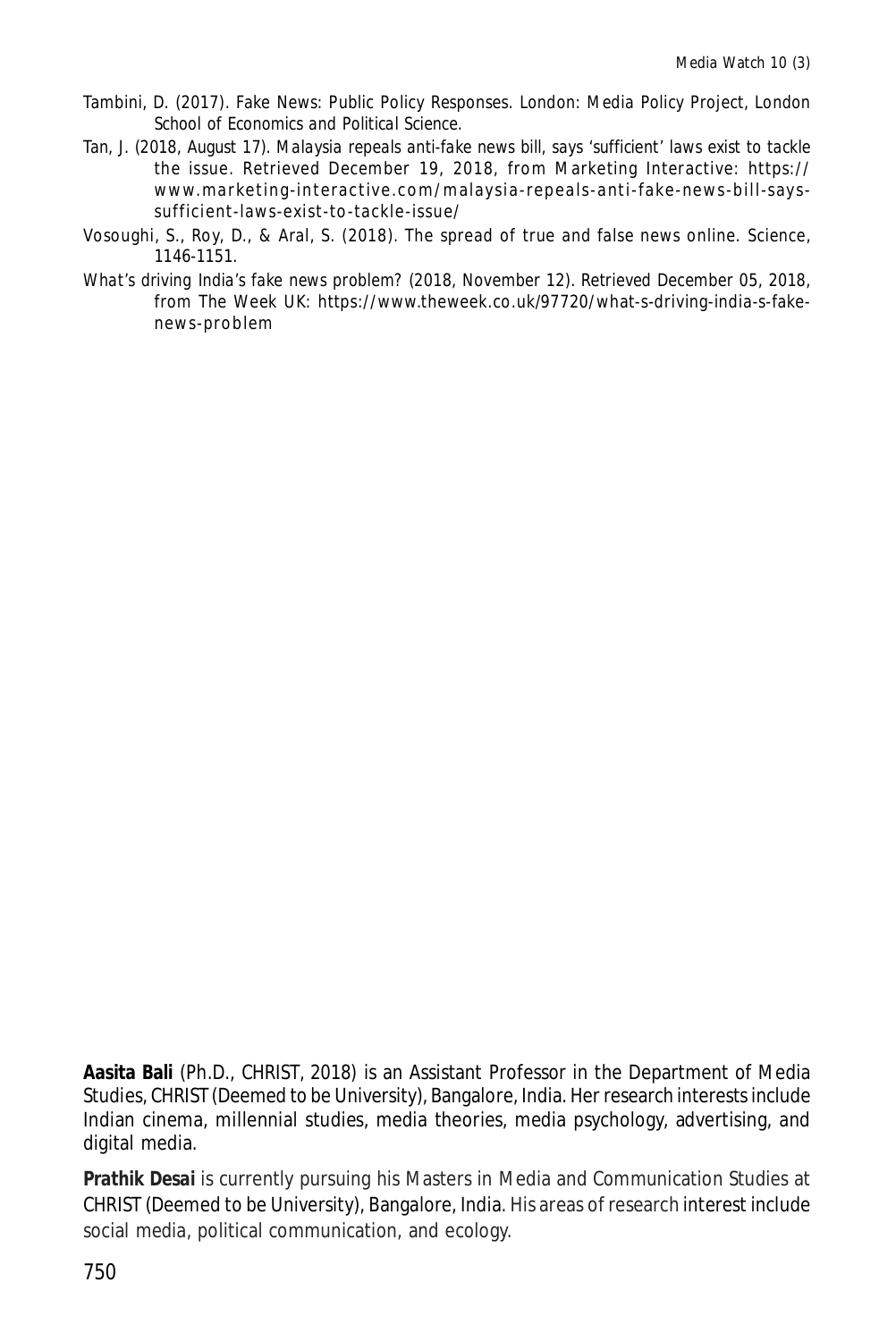Tambini, D. (2017). Fake News: Public Policy Responses. London: Media Policy Project, London School of Economics and Political Science.

Tan, J. (2018, August 17). Malaysia repeals anti-fake news bill, says 'sufficient' laws exist to tackle the issue. Retrieved December 19, 2018, from Marketing Interactive: https://www.marketing-interactive.com/malaysia-repeals-anti-fake-news-bill-says-sufficient-laws-exist-to-tackle-issue/

Vosoughi, S., Roy, D., & Aral, S. (2018). The spread of true and false news online. Science, 1146-1151.

What's driving India's fake news problem? (2018, November 12). Retrieved December 05, 2018, from The Week UK: https://www.theweek.co.uk/97720/what-s-driving-india-s-fake-news-problem

**Aasita Bali** (Ph.D., CHRIST, 2018) is an Assistant Professor in the Department of Media Studies, CHRIST (Deemed to be University), Bangalore, India. Her research interests include Indian cinema, millennial studies, media theories, media psychology, advertising, and digital media.

**Prathik Desai** is currently pursuing his Masters in Media and Communication Studies at CHRIST (Deemed to be University), Bangalore, India. His areas of research interest include social media, political communication, and ecology.